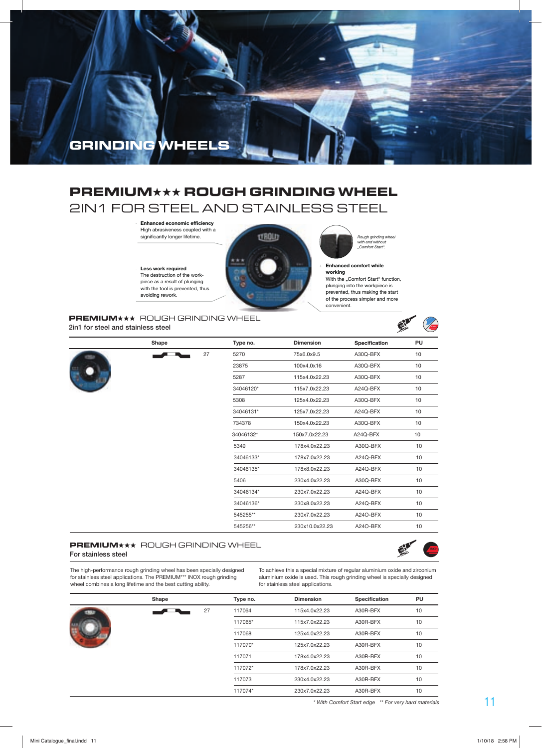# GRINDING WHEELS

## PREMIUM★★★ ROUGH GRINDING WHEEL
## 2IN1 FOR STEEL AND STAINLESS STEEL

- **Enhanced economic efficiency**
  High abrasiveness coupled with a significantly longer lifetime.

- **Less work required**
  The destruction of the workpiece as a result of plunging with the tool is prevented, thus avoiding rework.

*Rough grinding wheel with and without „Comfort Start".*

- **Enhanced comfort while working**
  With the „Comfort Start" function, plunging into the workpiece is prevented, thus making the start of the process simpler and more convenient.

### PREMIUM★★★ ROUGH GRINDING WHEEL
2in1 for steel and stainless steel

| Shape | | Type no. | Dimension | Specification | PU |
|---|---|---|---|---|---|
| | 27 | 5270 | 75x6.0x9.5 | A30Q-BFX | 10 |
| | | 23875 | 100x4.0x16 | A30Q-BFX | 10 |
| | | 5287 | 115x4.0x22.23 | A30Q-BFX | 10 |
| | | 34046120* | 115x7.0x22.23 | A24Q-BFX | 10 |
| | | 5308 | 125x4.0x22.23 | A30Q-BFX | 10 |
| | | 34046131* | 125x7.0x22.23 | A24Q-BFX | 10 |
| | | 734378 | 150x4.0x22.23 | A30Q-BFX | 10 |
| | | 34046132* | 150x7.0x22.23 | A24Q-BFX | 10 |
| | | 5349 | 178x4.0x22.23 | A30Q-BFX | 10 |
| | | 34046133* | 178x7.0x22.23 | A24Q-BFX | 10 |
| | | 34046135* | 178x8.0x22.23 | A24Q-BFX | 10 |
| | | 5406 | 230x4.0x22.23 | A30Q-BFX | 10 |
| | | 34046134* | 230x7.0x22.23 | A24Q-BFX | 10 |
| | | 34046136* | 230x8.0x22.23 | A24Q-BFX | 10 |
| | | 545255** | 230x7.0x22.23 | A24O-BFX | 10 |
| | | 545256** | 230x10.0x22.23 | A24O-BFX | 10 |

### PREMIUM★★★ ROUGH GRINDING WHEEL
For stainless steel

The high-performance rough grinding wheel has been specially designed for stainless steel applications. The PREMIUM*** INOX rough grinding wheel combines a long lifetime and the best cutting ability.

To achieve this a special mixture of regular aluminium oxide and zirconium aluminium oxide is used. This rough grinding wheel is specially designed for stainless steel applications.

| Shape | | Type no. | Dimension | Specification | PU |
|---|---|---|---|---|---|
| | 27 | 117064 | 115x4.0x22.23 | A30R-BFX | 10 |
| | | 117065* | 115x7.0x22.23 | A30R-BFX | 10 |
| | | 117068 | 125x4.0x22.23 | A30R-BFX | 10 |
| | | 117070* | 125x7.0x22.23 | A30R-BFX | 10 |
| | | 117071 | 178x4.0x22.23 | A30R-BFX | 10 |
| | | 117072* | 178x7.0x22.23 | A30R-BFX | 10 |
| | | 117073 | 230x4.0x22.23 | A30R-BFX | 10 |
| | | 117074* | 230x7.0x22.23 | A30R-BFX | 10 |

*\* With Comfort Start edge   \*\* For very hard materials*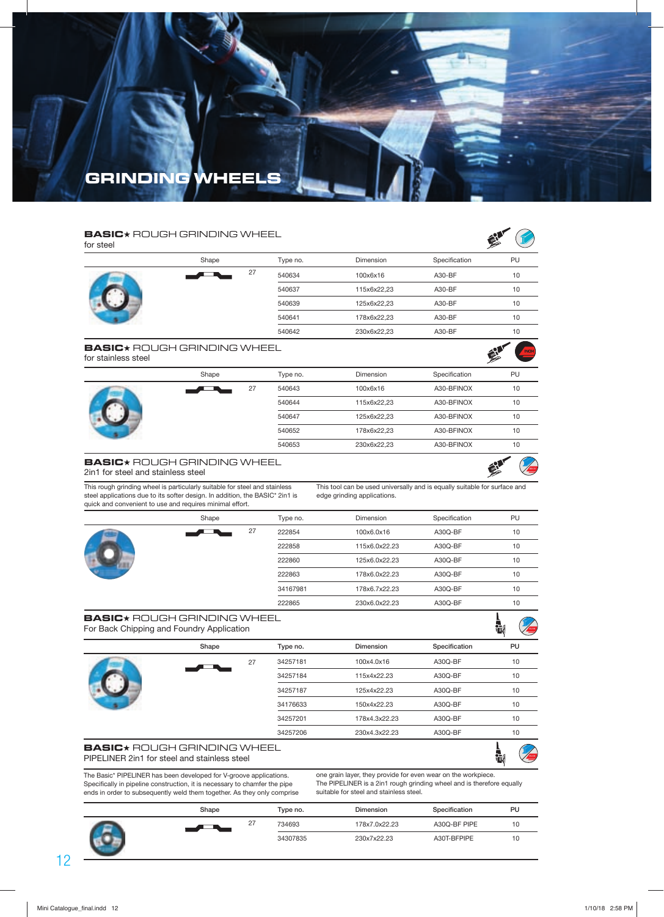# GRINDING WHEELS

## BASIC★ ROUGH GRINDING WHEEL
for steel

| Shape | | Type no. | Dimension | Specification | PU |
|---|---|---|---|---|---|
| | 27 | 540634 | 100x6x16 | A30-BF | 10 |
| | | 540637 | 115x6x22,23 | A30-BF | 10 |
| | | 540639 | 125x6x22,23 | A30-BF | 10 |
| | | 540641 | 178x6x22,23 | A30-BF | 10 |
| | | 540642 | 230x6x22,23 | A30-BF | 10 |

## BASIC★ ROUGH GRINDING WHEEL
for stainless steel

| Shape | | Type no. | Dimension | Specification | PU |
|---|---|---|---|---|---|
| | 27 | 540643 | 100x6x16 | A30-BFINOX | 10 |
| | | 540644 | 115x6x22,23 | A30-BFINOX | 10 |
| | | 540647 | 125x6x22,23 | A30-BFINOX | 10 |
| | | 540652 | 178x6x22,23 | A30-BFINOX | 10 |
| | | 540653 | 230x6x22,23 | A30-BFINOX | 10 |

## BASIC★ ROUGH GRINDING WHEEL
2in1 for steel and stainless steel

This rough grinding wheel is particularly suitable for steel and stainless steel applications due to its softer design. In addition, the BASIC* 2in1 is quick and convenient to use and requires minimal effort. This tool can be used universally and is equally suitable for surface and edge grinding applications.

| Shape | | Type no. | Dimension | Specification | PU |
|---|---|---|---|---|---|
| | 27 | 222854 | 100x6.0x16 | A30Q-BF | 10 |
| | | 222858 | 115x6.0x22.23 | A30Q-BF | 10 |
| | | 222860 | 125x6.0x22.23 | A30Q-BF | 10 |
| | | 222863 | 178x6.0x22.23 | A30Q-BF | 10 |
| | | 34167981 | 178x6.7x22.23 | A30Q-BF | 10 |
| | | 222865 | 230x6.0x22.23 | A30Q-BF | 10 |

## BASIC★ ROUGH GRINDING WHEEL
For Back Chipping and Foundry Application

| Shape | | Type no. | Dimension | Specification | PU |
|---|---|---|---|---|---|
| | 27 | 34257181 | 100x4.0x16 | A30Q-BF | 10 |
| | | 34257184 | 115x4x22.23 | A30Q-BF | 10 |
| | | 34257187 | 125x4x22.23 | A30Q-BF | 10 |
| | | 34176633 | 150x4x22.23 | A30Q-BF | 10 |
| | | 34257201 | 178x4.3x22.23 | A30Q-BF | 10 |
| | | 34257206 | 230x4.3x22.23 | A30Q-BF | 10 |

## BASIC★ ROUGH GRINDING WHEEL
PIPELINER 2in1 for steel and stainless steel

The Basic* PIPELINER has been developed for V-groove applications. Specifically in pipeline construction, it is necessary to chamfer the pipe ends in order to subsequently weld them together. As they only comprise one grain layer, they provide for even wear on the workpiece. The PIPELINER is a 2in1 rough grinding wheel and is therefore equally suitable for steel and stainless steel.

| Shape | | Type no. | Dimension | Specification | PU |
|---|---|---|---|---|---|
| | 27 | 734693 | 178x7.0x22.23 | A30Q-BF PIPE | 10 |
| | | 34307835 | 230x7x22.23 | A30T-BFPIPE | 10 |